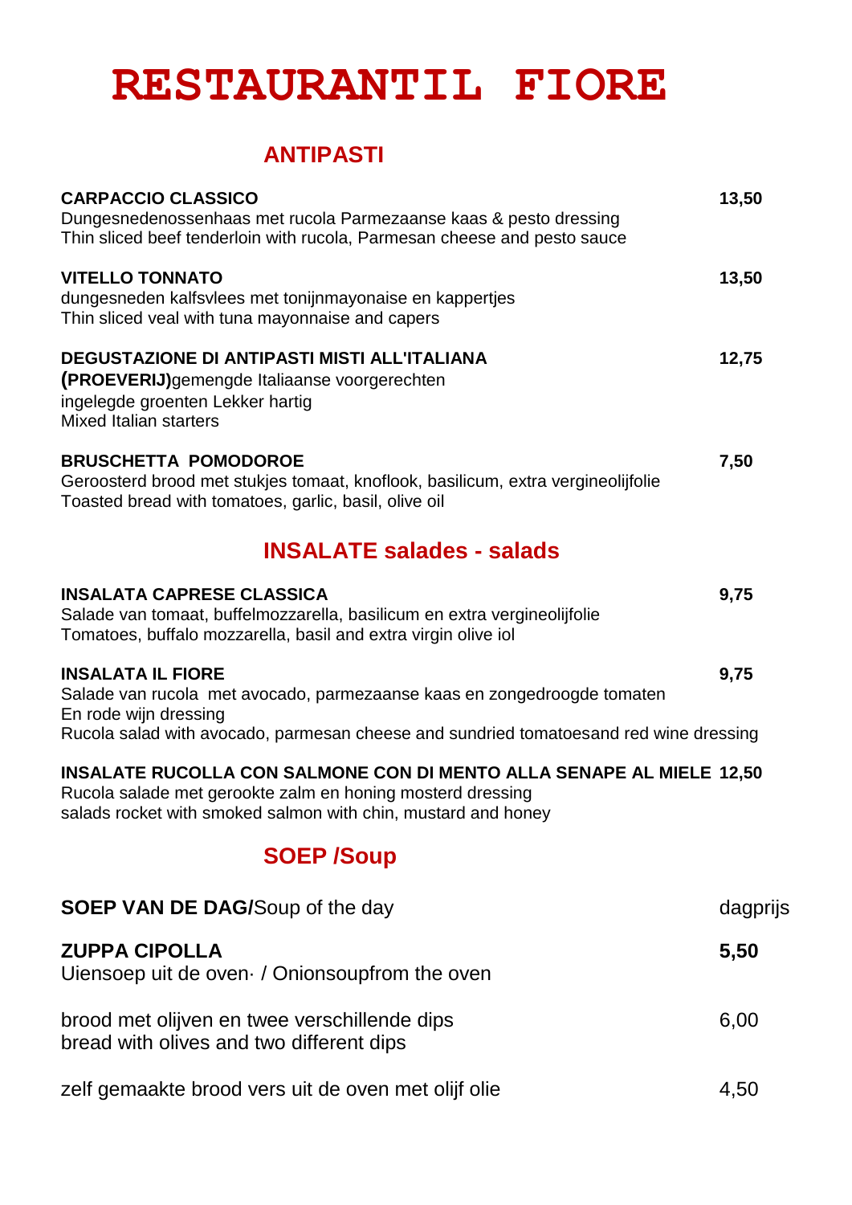# RESTAURANTIL FIORE

## ANTIPASTI

**CARPACCIO CLASSICO** **13,50**
Dungesnedenossenhaas met rucola Parmezaanse kaas & pesto dressing
Thin sliced beef tenderloin with rucola, Parmesan cheese and pesto sauce

**VITELLO TONNATO** **13,50**
dungesneden kalfsvlees met tonijnmayonaise en kappertjes
Thin sliced veal with tuna mayonnaise and capers

**DEGUSTAZIONE DI ANTIPASTI MISTI ALL'ITALIANA** **12,75**
**(PROEVERIJ)**gemengde Italiaanse voorgerechten
ingelegde groenten Lekker hartig
Mixed Italian starters

**BRUSCHETTA POMODOROE** **7,50**
Geroosterd brood met stukjes tomaat, knoflook, basilicum, extra vergineolijfolie
Toasted bread with tomatoes, garlic, basil, olive oil

## INSALATE salades - salads

**INSALATA CAPRESE CLASSICA** **9,75**
Salade van tomaat, buffelmozzarella, basilicum en extra vergineolijfolie
Tomatoes, buffalo mozzarella, basil and extra virgin olive iol

**INSALATA IL FIORE** **9,75**
Salade van rucola met avocado, parmezaanse kaas en zongedroogde tomaten
En rode wijn dressing
Rucola salad with avocado, parmesan cheese and sundried tomatoesand red wine dressing

**INSALATE RUCOLLA CON SALMONE CON DI MENTO ALLA SENAPE AL MIELE** **12,50**
Rucola salade met gerookte zalm en honing mosterd dressing
salads rocket with smoked salmon with chin, mustard and honey

## SOEP /Soup

**SOEP VAN DE DAG/**Soup of the day dagprijs

**ZUPPA CIPOLLA** **5,50**
Uiensoep uit de oven· / Onionsoupfrom the oven

brood met olijven en twee verschillende dips 6,00
bread with olives and two different dips

zelf gemaakte brood vers uit de oven met olijf olie 4,50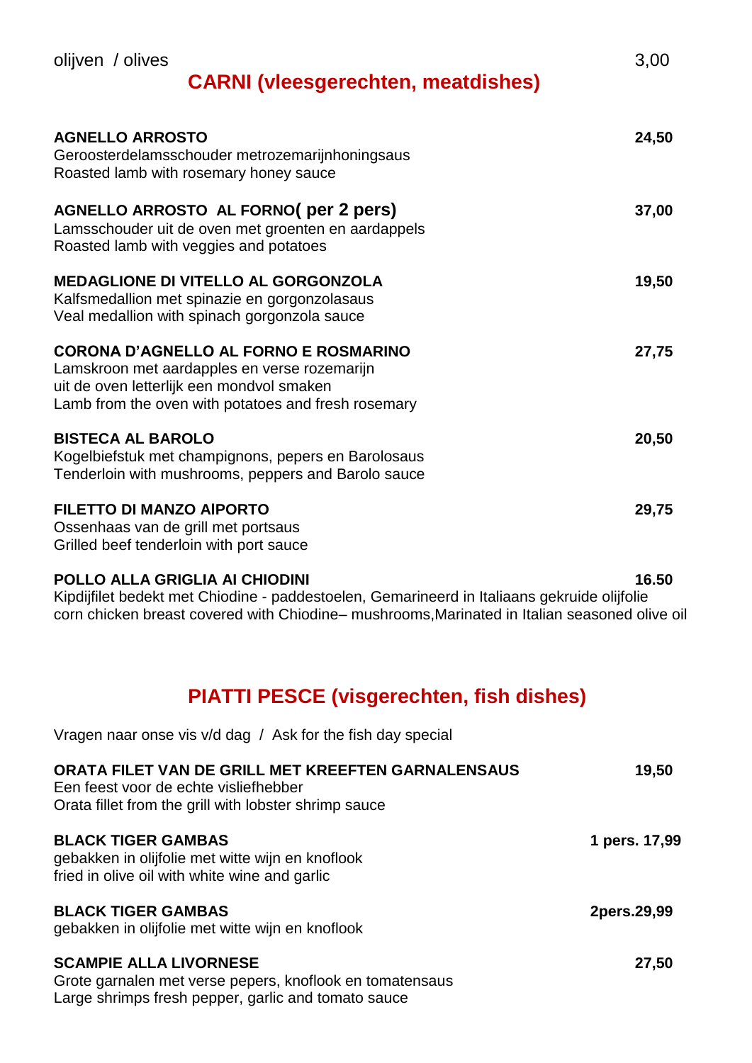olijven / olives 3,00

## CARNI (vleesgerechten, meatdishes)

**AGNELLO ARROSTO** **24,50**
Geroosterdelamsschouder metrozemarijnhoningsaus
Roasted lamb with rosemary honey sauce

**AGNELLO ARROSTO AL FORNO( per 2 pers)** **37,00**
Lamsschouder uit de oven met groenten en aardappels
Roasted lamb with veggies and potatoes

**MEDAGLIONE DI VITELLO AL GORGONZOLA** **19,50**
Kalfsmedallion met spinazie en gorgonzolasaus
Veal medallion with spinach gorgonzola sauce

**CORONA D'AGNELLO AL FORNO E ROSMARINO** **27,75**
Lamskroon met aardapples en verse rozemarijn
uit de oven letterlijk een mondvol smaken
Lamb from the oven with potatoes and fresh rosemary

**BISTECA AL BAROLO** **20,50**
Kogelbiefstuk met champignons, pepers en Barolosaus
Tenderloin with mushrooms, peppers and Barolo sauce

**FILETTO DI MANZO AIPORTO** **29,75**
Ossenhaas van de grill met portsaus
Grilled beef tenderloin with port sauce

**POLLO ALLA GRIGLIA AI CHIODINI** **16.50**
Kipdijfilet bedekt met Chiodine - paddestoelen, Gemarineerd in Italiaans gekruide olijfolie
corn chicken breast covered with Chiodine– mushrooms,Marinated in Italian seasoned olive oil

## PIATTI PESCE (visgerechten, fish dishes)

Vragen naar onse vis v/d dag / Ask for the fish day special

**ORATA FILET VAN DE GRILL MET KREEFTEN GARNALENSAUS** **19,50**
Een feest voor de echte visliefhebber
Orata fillet from the grill with lobster shrimp sauce

**BLACK TIGER GAMBAS** **1 pers. 17,99**
gebakken in olijfolie met witte wijn en knoflook
fried in olive oil with white wine and garlic

**BLACK TIGER GAMBAS** **2pers.29,99**
gebakken in olijfolie met witte wijn en knoflook

**SCAMPIE ALLA LIVORNESE** **27,50**
Grote garnalen met verse pepers, knoflook en tomatensaus
Large shrimps fresh pepper, garlic and tomato sauce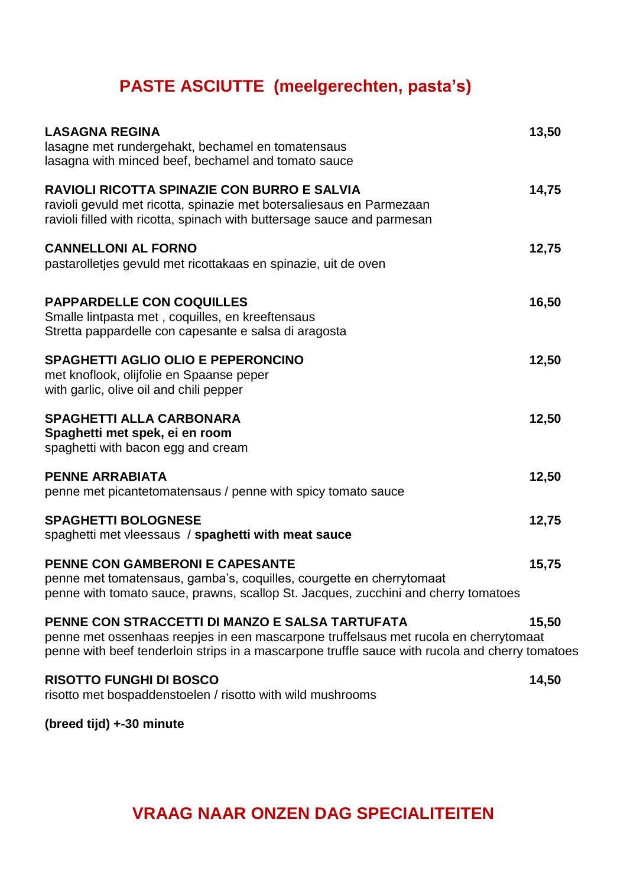## PASTE ASCIUTTE (meelgerechten, pasta's)

**LASAGNA REGINA** **13,50**
lasagne met rundergehakt, bechamel en tomatensaus
lasagna with minced beef, bechamel and tomato sauce

**RAVIOLI RICOTTA SPINAZIE CON BURRO E SALVIA** **14,75**
ravioli gevuld met ricotta, spinazie met botersaliesaus en Parmezaan
ravioli filled with ricotta, spinach with buttersage sauce and parmesan

**CANNELLONI AL FORNO** **12,75**
pastarolletjes gevuld met ricottakaas en spinazie, uit de oven

**PAPPARDELLE CON COQUILLES** **16,50**
Smalle lintpasta met , coquilles, en kreeftensaus
Stretta pappardelle con capesante e salsa di aragosta

**SPAGHETTI AGLIO OLIO E PEPERONCINO** **12,50**
met knoflook, olijfolie en Spaanse peper
with garlic, olive oil and chili pepper

**SPAGHETTI ALLA CARBONARA** **12,50**
**Spaghetti met spek, ei en room**
spaghetti with bacon egg and cream

**PENNE ARRABIATA** **12,50**
penne met picantetomatensaus / penne with spicy tomato sauce

**SPAGHETTI BOLOGNESE** **12,75**
spaghetti met vleessaus / **spaghetti with meat sauce**

**PENNE CON GAMBERONI E CAPESANTE** **15,75**
penne met tomatensaus, gamba's, coquilles, courgette en cherrytomaat
penne with tomato sauce, prawns, scallop St. Jacques, zucchini and cherry tomatoes

**PENNE CON STRACCETTI DI MANZO E SALSA TARTUFATA** **15,50**
penne met ossenhaas reepjes in een mascarpone truffelsaus met rucola en cherrytomaat
penne with beef tenderloin strips in a mascarpone truffle sauce with rucola and cherry tomatoes

**RISOTTO FUNGHI DI BOSCO** **14,50**
risotto met bospaddenstoelen / risotto with wild mushrooms

**(breed tijd) +-30 minute**

## VRAAG NAAR ONZEN DAG SPECIALITEITEN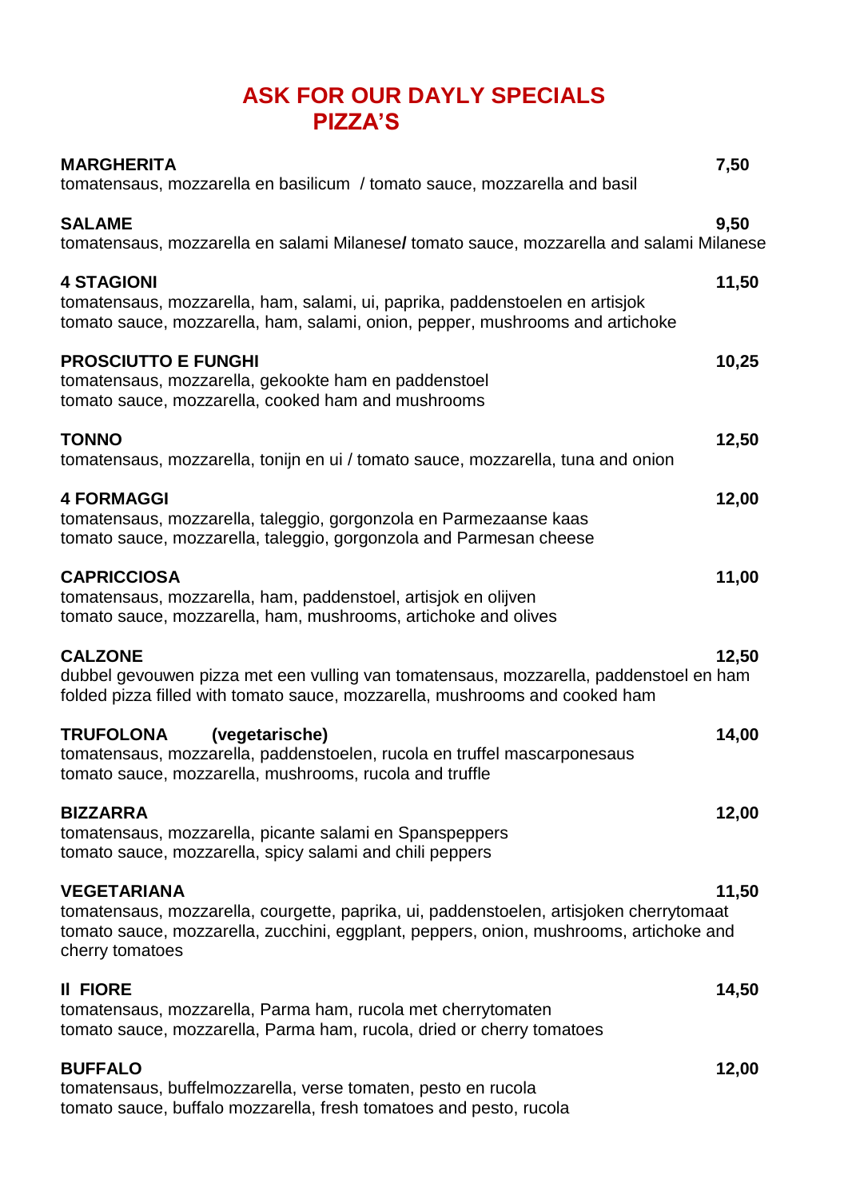## ASK FOR OUR DAYLY SPECIALS
## PIZZA'S

**MARGHERITA** **7,50**
tomatensaus, mozzarella en basilicum / tomato sauce, mozzarella and basil

**SALAME** **9,50**
tomatensaus, mozzarella en salami Milanese**/** tomato sauce, mozzarella and salami Milanese

**4 STAGIONI** **11,50**
tomatensaus, mozzarella, ham, salami, ui, paprika, paddenstoelen en artisjok
tomato sauce, mozzarella, ham, salami, onion, pepper, mushrooms and artichoke

**PROSCIUTTO E FUNGHI** **10,25**
tomatensaus, mozzarella, gekookte ham en paddenstoel
tomato sauce, mozzarella, cooked ham and mushrooms

**TONNO** **12,50**
tomatensaus, mozzarella, tonijn en ui / tomato sauce, mozzarella, tuna and onion

**4 FORMAGGI** **12,00**
tomatensaus, mozzarella, taleggio, gorgonzola en Parmezaanse kaas
tomato sauce, mozzarella, taleggio, gorgonzola and Parmesan cheese

**CAPRICCIOSA** **11,00**
tomatensaus, mozzarella, ham, paddenstoel, artisjok en olijven
tomato sauce, mozzarella, ham, mushrooms, artichoke and olives

**CALZONE** **12,50**
dubbel gevouwen pizza met een vulling van tomatensaus, mozzarella, paddenstoel en ham
folded pizza filled with tomato sauce, mozzarella, mushrooms and cooked ham

**TRUFOLONA (vegetarische)** **14,00**
tomatensaus, mozzarella, paddenstoelen, rucola en truffel mascarponesaus
tomato sauce, mozzarella, mushrooms, rucola and truffle

**BIZZARRA** **12,00**
tomatensaus, mozzarella, picante salami en Spanspeppers
tomato sauce, mozzarella, spicy salami and chili peppers

**VEGETARIANA** **11,50**
tomatensaus, mozzarella, courgette, paprika, ui, paddenstoelen, artisjoken cherrytomaat
tomato sauce, mozzarella, zucchini, eggplant, peppers, onion, mushrooms, artichoke and cherry tomatoes

**Il FIORE** **14,50**
tomatensaus, mozzarella, Parma ham, rucola met cherrytomaten
tomato sauce, mozzarella, Parma ham, rucola, dried or cherry tomatoes

**BUFFALO** **12,00**
tomatensaus, buffelmozzarella, verse tomaten, pesto en rucola
tomato sauce, buffalo mozzarella, fresh tomatoes and pesto, rucola